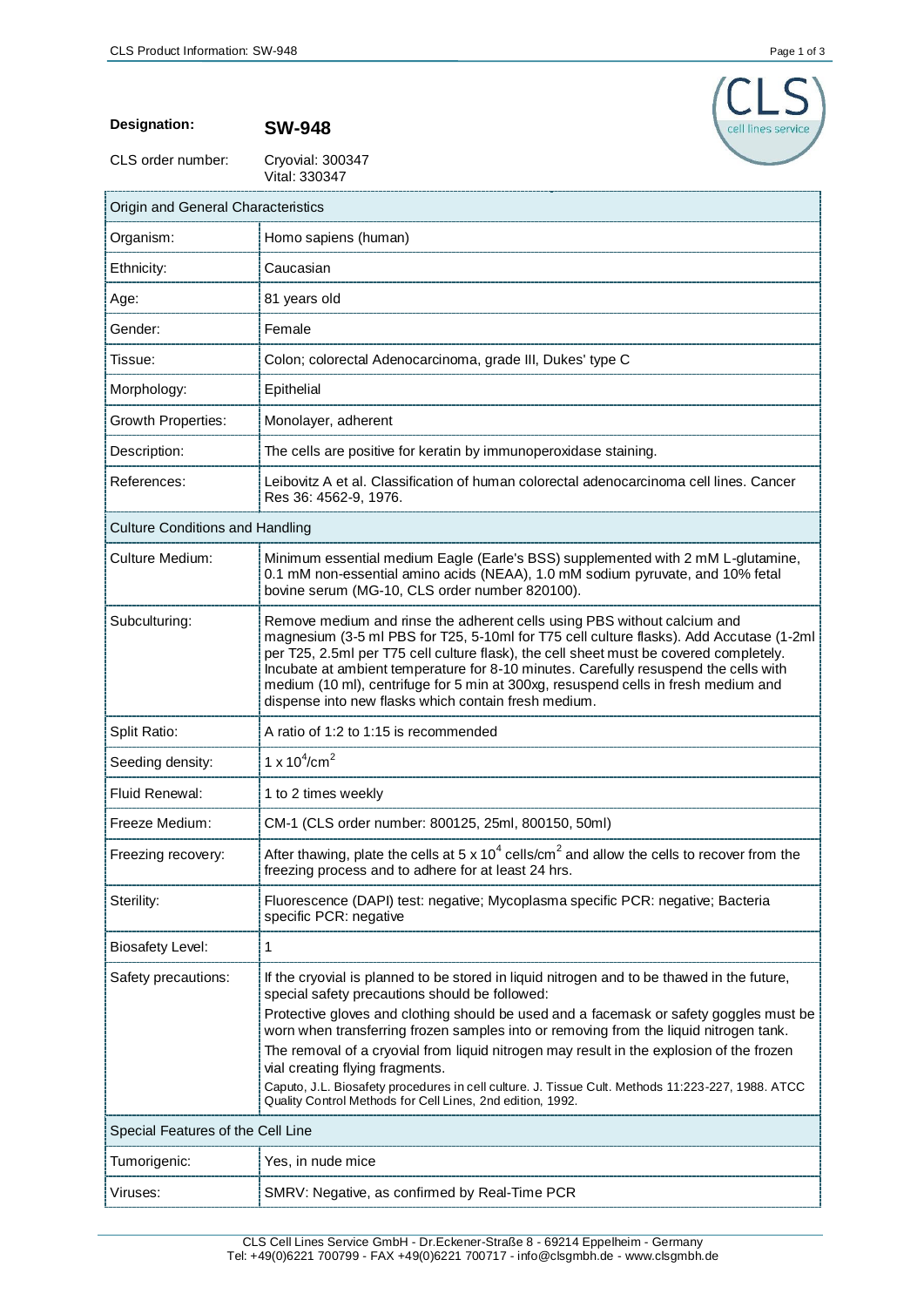**Designation:** **SW-948**

CLS order number: Cryovial: 300347
Vital: 330347

| Origin and General Characteristics | |
|---|---|
| Organism: | Homo sapiens (human) |
| Ethnicity: | Caucasian |
| Age: | 81 years old |
| Gender: | Female |
| Tissue: | Colon; colorectal Adenocarcinoma, grade III, Dukes' type C |
| Morphology: | Epithelial |
| Growth Properties: | Monolayer, adherent |
| Description: | The cells are positive for keratin by immunoperoxidase staining. |
| References: | Leibovitz A et al. Classification of human colorectal adenocarcinoma cell lines. Cancer Res 36: 4562-9, 1976. |
| **Culture Conditions and Handling** | |
| Culture Medium: | Minimum essential medium Eagle (Earle's BSS) supplemented with 2 mM L-glutamine, 0.1 mM non-essential amino acids (NEAA), 1.0 mM sodium pyruvate, and 10% fetal bovine serum (MG-10, CLS order number 820100). |
| Subculturing: | Remove medium and rinse the adherent cells using PBS without calcium and magnesium (3-5 ml PBS for T25, 5-10ml for T75 cell culture flasks). Add Accutase (1-2ml per T25, 2.5ml per T75 cell culture flask), the cell sheet must be covered completely. Incubate at ambient temperature for 8-10 minutes. Carefully resuspend the cells with medium (10 ml), centrifuge for 5 min at 300xg, resuspend cells in fresh medium and dispense into new flasks which contain fresh medium. |
| Split Ratio: | A ratio of 1:2 to 1:15 is recommended |
| Seeding density: | $1 \times 10^4$/cm$^2$ |
| Fluid Renewal: | 1 to 2 times weekly |
| Freeze Medium: | CM-1 (CLS order number: 800125, 25ml, 800150, 50ml) |
| Freezing recovery: | After thawing, plate the cells at $5 \times 10^4$ cells/cm$^2$ and allow the cells to recover from the freezing process and to adhere for at least 24 hrs. |
| Sterility: | Fluorescence (DAPI) test: negative; Mycoplasma specific PCR: negative; Bacteria specific PCR: negative |
| Biosafety Level: | 1 |
| Safety precautions: | If the cryovial is planned to be stored in liquid nitrogen and to be thawed in the future, special safety precautions should be followed: Protective gloves and clothing should be used and a facemask or safety goggles must be worn when transferring frozen samples into or removing from the liquid nitrogen tank. The removal of a cryovial from liquid nitrogen may result in the explosion of the frozen vial creating flying fragments. Caputo, J.L. Biosafety procedures in cell culture. J. Tissue Cult. Methods 11:223-227, 1988. ATCC Quality Control Methods for Cell Lines, 2nd edition, 1992. |
| **Special Features of the Cell Line** | |
| Tumorigenic: | Yes, in nude mice |
| Viruses: | SMRV: Negative, as confirmed by Real-Time PCR |

CLS Cell Lines Service GmbH - Dr.Eckener-Straße 8 - 69214 Eppelheim - Germany
Tel: +49(0)6221 700799 - FAX +49(0)6221 700717 - info@clsgmbh.de - www.clsgmbh.de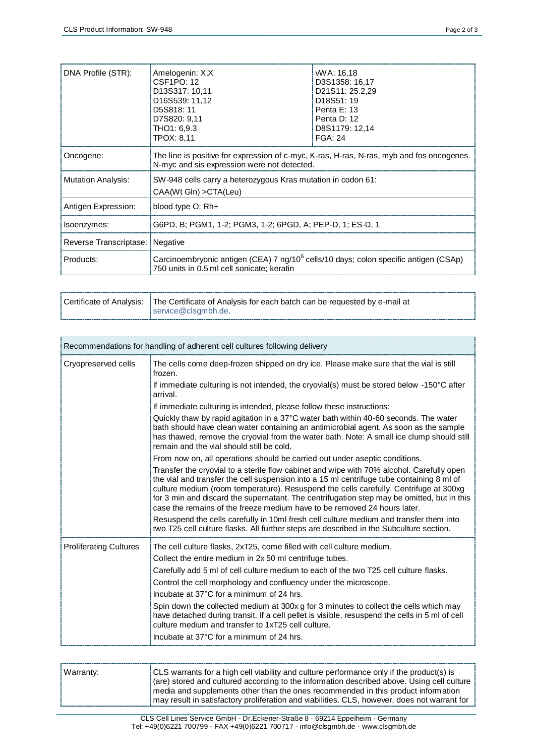| | | |
|---|---|---|
| DNA Profile (STR): | Amelogenin: X,X<br>CSF1PO: 12<br>D13S317: 10,11<br>D16S539: 11,12<br>D5S818: 11<br>D7S820: 9,11<br>THO1: 6,9.3<br>TPOX: 8,11 | vWA: 16,18<br>D3S1358: 16,17<br>D21S11: 25.2,29<br>D18S51: 19<br>Penta E: 13<br>Penta D: 12<br>D8S1179: 12,14<br>FGA: 24 |
| Oncogene: | The line is positive for expression of c-myc, K-ras, H-ras, N-ras, myb and fos oncogenes. N-myc and sis expression were not detected. | |
| Mutation Analysis: | SW-948 cells carry a heterozygous Kras mutation in codon 61:<br>CAA(Wt Gln) >CTA(Leu) | |
| Antigen Expression: | blood type O; Rh+ | |
| Isoenzymes: | G6PD, B; PGM1, 1-2; PGM3, 1-2; 6PGD, A; PEP-D, 1; ES-D, 1 | |
| Reverse Transcriptase: | Negative | |
| Products: | Carcinoembryonic antigen (CEA) 7 ng/$10^6$ cells/10 days; colon specific antigen (CSAp) 750 units in 0.5 ml cell sonicate; keratin | |

| | |
|---|---|
| Certificate of Analysis: | The Certificate of Analysis for each batch can be requested by e-mail at service@clsgmbh.de. |

| Recommendations for handling of adherent cell cultures following delivery | |
|---|---|
| Cryopreserved cells | The cells come deep-frozen shipped on dry ice. Please make sure that the vial is still frozen.<br>If immediate culturing is not intended, the cryovial(s) must be stored below -150°C after arrival.<br>If immediate culturing is intended, please follow these instructions:<br>Quickly thaw by rapid agitation in a 37°C water bath within 40-60 seconds. The water bath should have clean water containing an antimicrobial agent. As soon as the sample has thawed, remove the cryovial from the water bath. Note: A small ice clump should still remain and the vial should still be cold.<br>From now on, all operations should be carried out under aseptic conditions.<br>Transfer the cryovial to a sterile flow cabinet and wipe with 70% alcohol. Carefully open the vial and transfer the cell suspension into a 15 ml centrifuge tube containing 8 ml of culture medium (room temperature). Resuspend the cells carefully. Centrifuge at 300xg for 3 min and discard the supernatant. The centrifugation step may be omitted, but in this case the remains of the freeze medium have to be removed 24 hours later.<br>Resuspend the cells carefully in 10ml fresh cell culture medium and transfer them into two T25 cell culture flasks. All further steps are described in the Subculture section. |
| Proliferating Cultures | The cell culture flasks, 2xT25, come filled with cell culture medium.<br>Collect the entire medium in 2x 50 ml centrifuge tubes.<br>Carefully add 5 ml of cell culture medium to each of the two T25 cell culture flasks.<br>Control the cell morphology and confluency under the microscope.<br>Incubate at 37°C for a minimum of 24 hrs.<br>Spin down the collected medium at 300x g for 3 minutes to collect the cells which may have detached during transit. If a cell pellet is visible, resuspend the cells in 5 ml of cell culture medium and transfer to 1xT25 cell culture.<br>Incubate at 37°C for a minimum of 24 hrs. |

| | |
|---|---|
| Warranty: | CLS warrants for a high cell viability and culture performance only if the product(s) is (are) stored and cultured according to the information described above. Using cell culture media and supplements other than the ones recommended in this product information may result in satisfactory proliferation and viabilities. CLS, however, does not warrant for |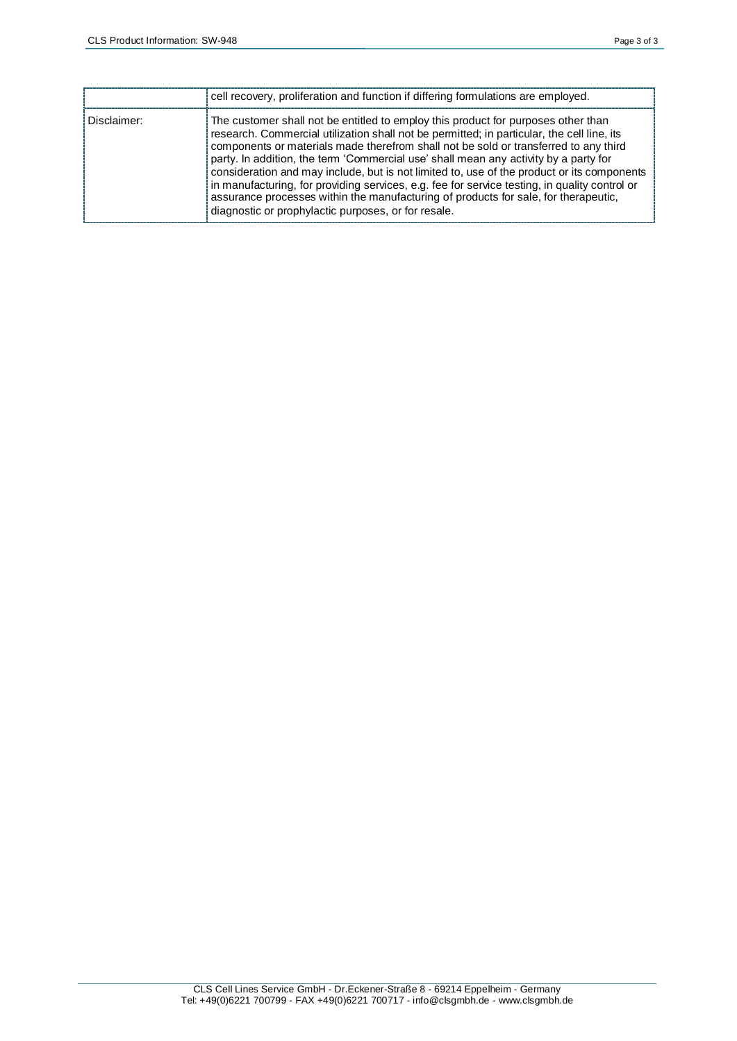| | |
|---|---|
| | cell recovery, proliferation and function if differing formulations are employed. |
| Disclaimer: | The customer shall not be entitled to employ this product for purposes other than research. Commercial utilization shall not be permitted; in particular, the cell line, its components or materials made therefrom shall not be sold or transferred to any third party. In addition, the term 'Commercial use' shall mean any activity by a party for consideration and may include, but is not limited to, use of the product or its components in manufacturing, for providing services, e.g. fee for service testing, in quality control or assurance processes within the manufacturing of products for sale, for therapeutic, diagnostic or prophylactic purposes, or for resale. |